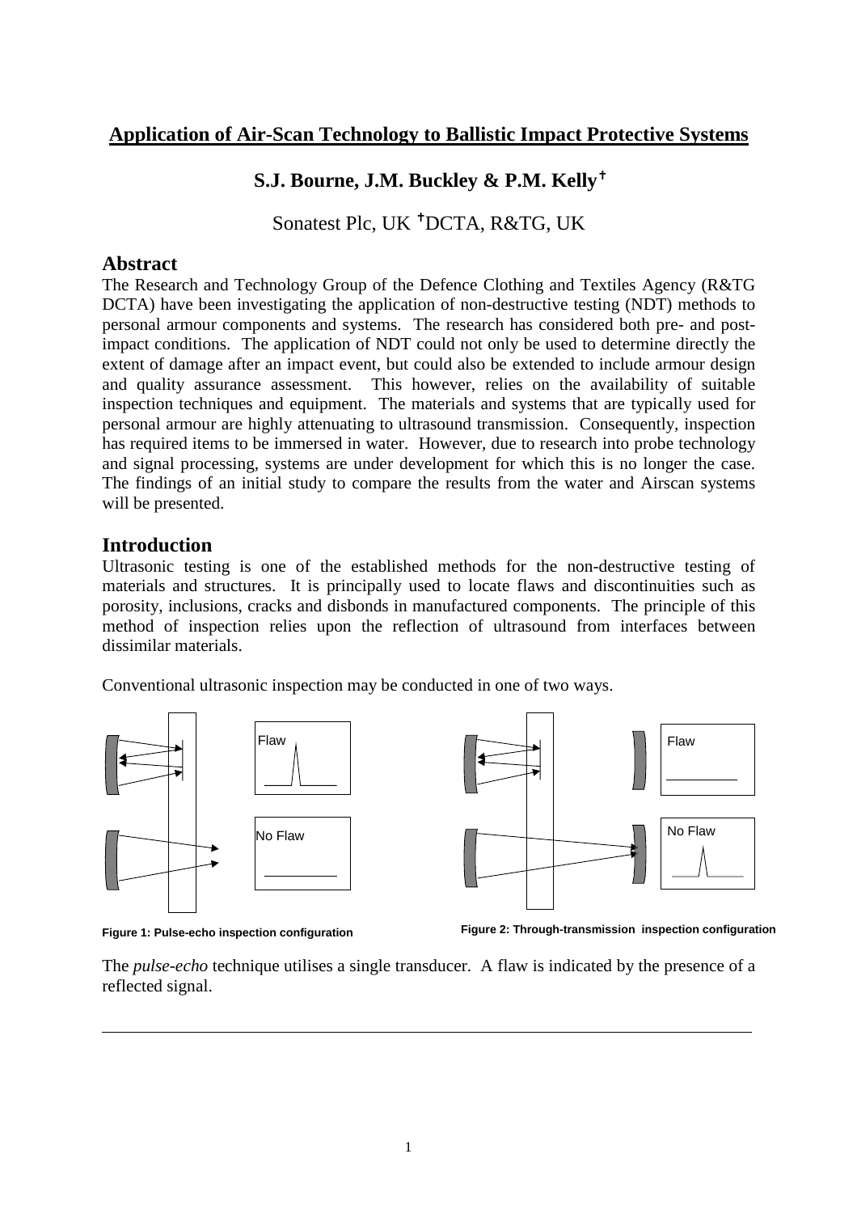## Application of Air-Scan Technology to Ballistic Impact Protective Systems

### S.J. Bourne, J.M. Buckley & P.M. Kelly[†]

Sonatest Plc, UK [†]DCTA, R&TG, UK

## Abstract

The Research and Technology Group of the Defence Clothing and Textiles Agency (R&TG DCTA) have been investigating the application of non-destructive testing (NDT) methods to personal armour components and systems. The research has considered both pre- and post-impact conditions. The application of NDT could not only be used to determine directly the extent of damage after an impact event, but could also be extended to include armour design and quality assurance assessment. This however, relies on the availability of suitable inspection techniques and equipment. The materials and systems that are typically used for personal armour are highly attenuating to ultrasound transmission. Consequently, inspection has required items to be immersed in water. However, due to research into probe technology and signal processing, systems are under development for which this is no longer the case. The findings of an initial study to compare the results from the water and Airscan systems will be presented.

## Introduction

Ultrasonic testing is one of the established methods for the non-destructive testing of materials and structures. It is principally used to locate flaws and discontinuities such as porosity, inclusions, cracks and disbonds in manufactured components. The principle of this method of inspection relies upon the reflection of ultrasound from interfaces between dissimilar materials.

Conventional ultrasonic inspection may be conducted in one of two ways.

Flaw

No Flaw

**Figure 1: Pulse-echo inspection configuration**

Flaw

No Flaw

**Figure 2: Through-transmission inspection configuration**

The *pulse-echo* technique utilises a single transducer. A flaw is indicated by the presence of a reflected signal.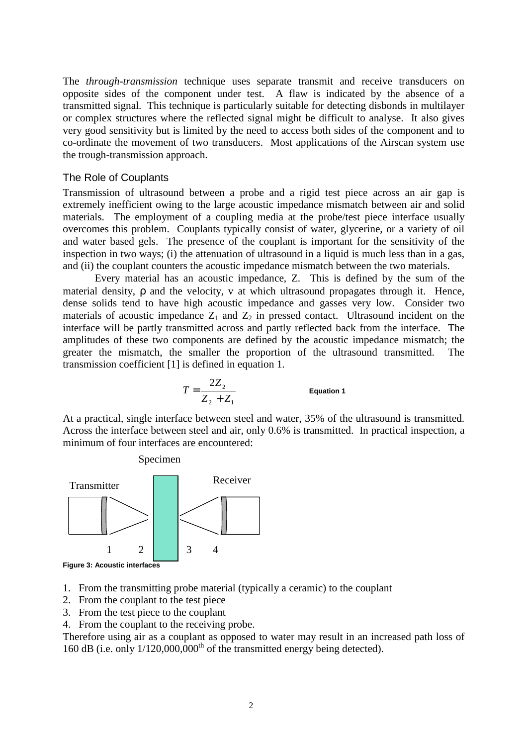The *through-transmission* technique uses separate transmit and receive transducers on opposite sides of the component under test. A flaw is indicated by the absence of a transmitted signal. This technique is particularly suitable for detecting disbonds in multilayer or complex structures where the reflected signal might be difficult to analyse. It also gives very good sensitivity but is limited by the need to access both sides of the component and to co-ordinate the movement of two transducers. Most applications of the Airscan system use the trough-transmission approach.

## The Role of Couplants

Transmission of ultrasound between a probe and a rigid test piece across an air gap is extremely inefficient owing to the large acoustic impedance mismatch between air and solid materials. The employment of a coupling media at the probe/test piece interface usually overcomes this problem. Couplants typically consist of water, glycerine, or a variety of oil and water based gels. The presence of the couplant is important for the sensitivity of the inspection in two ways; (i) the attenuation of ultrasound in a liquid is much less than in a gas, and (ii) the couplant counters the acoustic impedance mismatch between the two materials.

Every material has an acoustic impedance, Z. This is defined by the sum of the material density, $\rho$ and the velocity, v at which ultrasound propagates through it. Hence, dense solids tend to have high acoustic impedance and gasses very low. Consider two materials of acoustic impedance $Z_1$ and $Z_2$ in pressed contact. Ultrasound incident on the interface will be partly transmitted across and partly reflected back from the interface. The amplitudes of these two components are defined by the acoustic impedance mismatch; the greater the mismatch, the smaller the proportion of the ultrasound transmitted. The transmission coefficient [1] is defined in equation 1.

$$T = \frac{2Z_2}{Z_2 + Z_1} \qquad \textbf{Equation 1}$$

At a practical, single interface between steel and water, 35% of the ultrasound is transmitted. Across the interface between steel and air, only 0.6% is transmitted. In practical inspection, a minimum of four interfaces are encountered:

Specimen

Transmitter

Receiver

1 2 3 4

**Figure 3: Acoustic interfaces**

1. From the transmitting probe material (typically a ceramic) to the couplant
2. From the couplant to the test piece
3. From the test piece to the couplant
4. From the couplant to the receiving probe.

Therefore using air as a couplant as opposed to water may result in an increased path loss of 160 dB (i.e. only 1/120,000,000$^{th}$ of the transmitted energy being detected).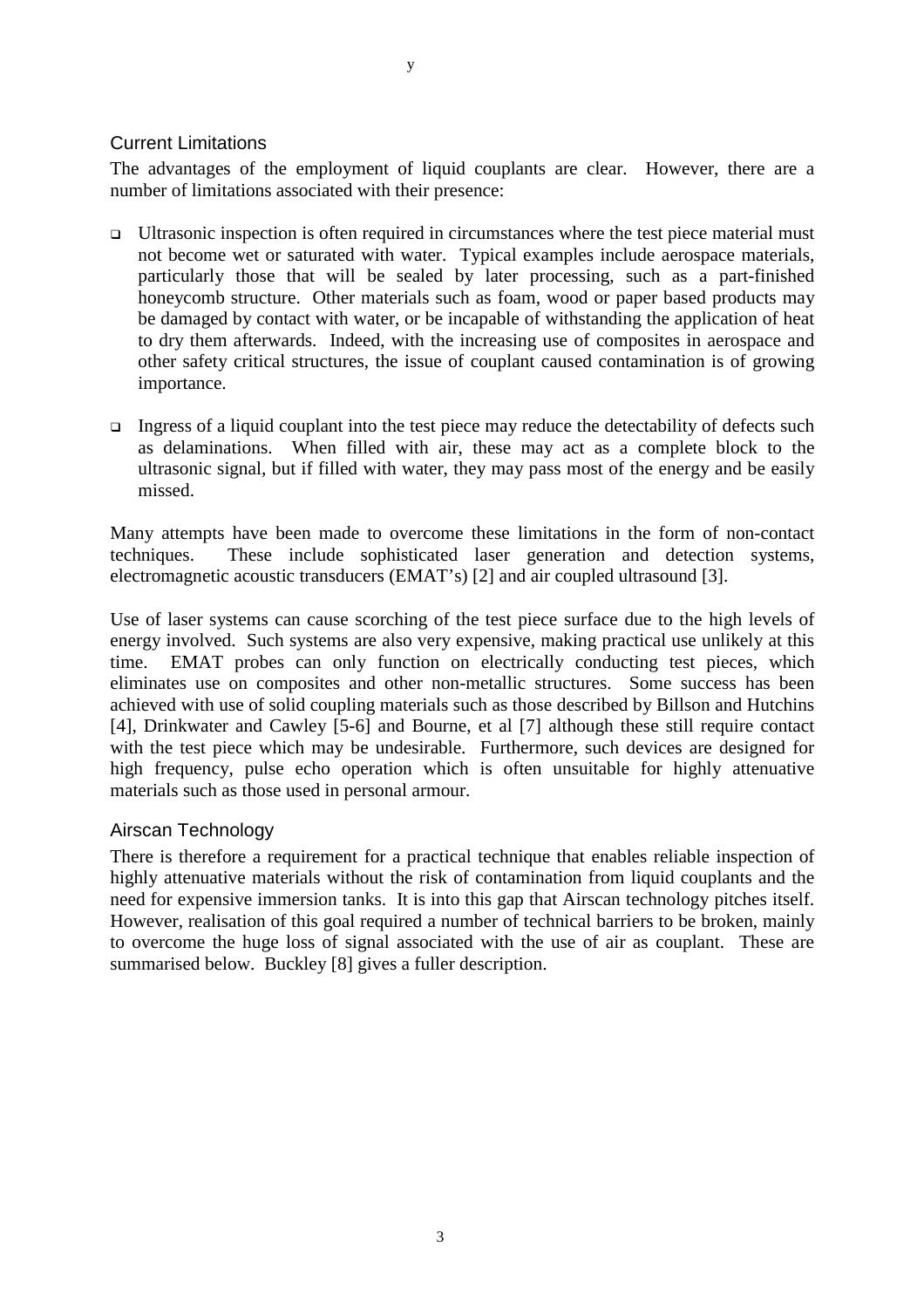## Current Limitations

The advantages of the employment of liquid couplants are clear. However, there are a number of limitations associated with their presence:

- Ultrasonic inspection is often required in circumstances where the test piece material must not become wet or saturated with water. Typical examples include aerospace materials, particularly those that will be sealed by later processing, such as a part-finished honeycomb structure. Other materials such as foam, wood or paper based products may be damaged by contact with water, or be incapable of withstanding the application of heat to dry them afterwards. Indeed, with the increasing use of composites in aerospace and other safety critical structures, the issue of couplant caused contamination is of growing importance.

- Ingress of a liquid couplant into the test piece may reduce the detectability of defects such as delaminations. When filled with air, these may act as a complete block to the ultrasonic signal, but if filled with water, they may pass most of the energy and be easily missed.

Many attempts have been made to overcome these limitations in the form of non-contact techniques. These include sophisticated laser generation and detection systems, electromagnetic acoustic transducers (EMAT's) [2] and air coupled ultrasound [3].

Use of laser systems can cause scorching of the test piece surface due to the high levels of energy involved. Such systems are also very expensive, making practical use unlikely at this time. EMAT probes can only function on electrically conducting test pieces, which eliminates use on composites and other non-metallic structures. Some success has been achieved with use of solid coupling materials such as those described by Billson and Hutchins [4], Drinkwater and Cawley [5-6] and Bourne, et al [7] although these still require contact with the test piece which may be undesirable. Furthermore, such devices are designed for high frequency, pulse echo operation which is often unsuitable for highly attenuative materials such as those used in personal armour.

## Airscan Technology

There is therefore a requirement for a practical technique that enables reliable inspection of highly attenuative materials without the risk of contamination from liquid couplants and the need for expensive immersion tanks. It is into this gap that Airscan technology pitches itself. However, realisation of this goal required a number of technical barriers to be broken, mainly to overcome the huge loss of signal associated with the use of air as couplant. These are summarised below. Buckley [8] gives a fuller description.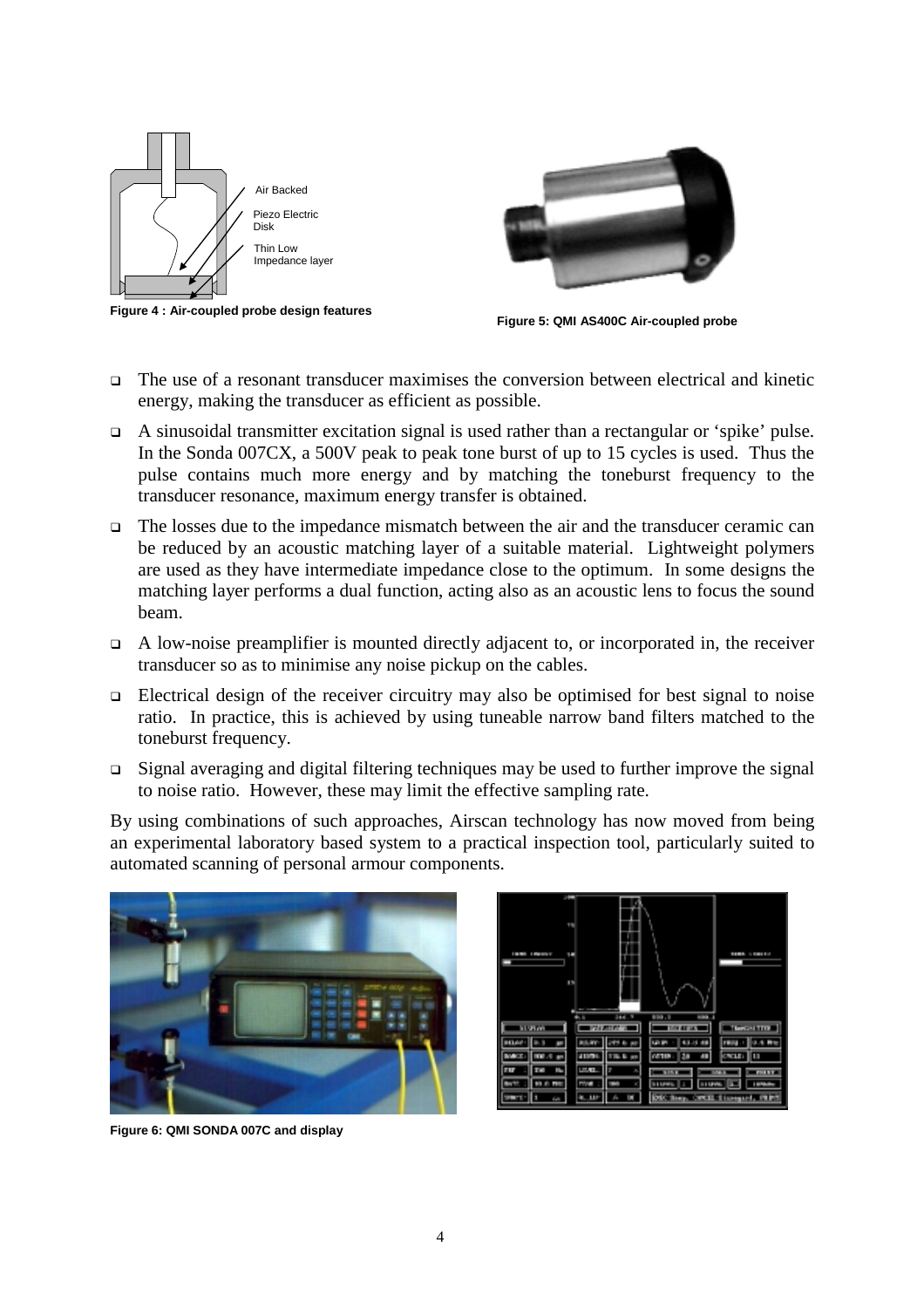Air Backed

Piezo Electric Disk

Thin Low Impedance layer

**Figure 4 : Air-coupled probe design features**

**Figure 5: QMI AS400C Air-coupled probe**

- The use of a resonant transducer maximises the conversion between electrical and kinetic energy, making the transducer as efficient as possible.
- A sinusoidal transmitter excitation signal is used rather than a rectangular or 'spike' pulse. In the Sonda 007CX, a 500V peak to peak tone burst of up to 15 cycles is used. Thus the pulse contains much more energy and by matching the toneburst frequency to the transducer resonance, maximum energy transfer is obtained.
- The losses due to the impedance mismatch between the air and the transducer ceramic can be reduced by an acoustic matching layer of a suitable material. Lightweight polymers are used as they have intermediate impedance close to the optimum. In some designs the matching layer performs a dual function, acting also as an acoustic lens to focus the sound beam.
- A low-noise preamplifier is mounted directly adjacent to, or incorporated in, the receiver transducer so as to minimise any noise pickup on the cables.
- Electrical design of the receiver circuitry may also be optimised for best signal to noise ratio. In practice, this is achieved by using tuneable narrow band filters matched to the toneburst frequency.
- Signal averaging and digital filtering techniques may be used to further improve the signal to noise ratio. However, these may limit the effective sampling rate.

By using combinations of such approaches, Airscan technology has now moved from being an experimental laboratory based system to a practical inspection tool, particularly suited to automated scanning of personal armour components.

**Figure 6: QMI SONDA 007C and display**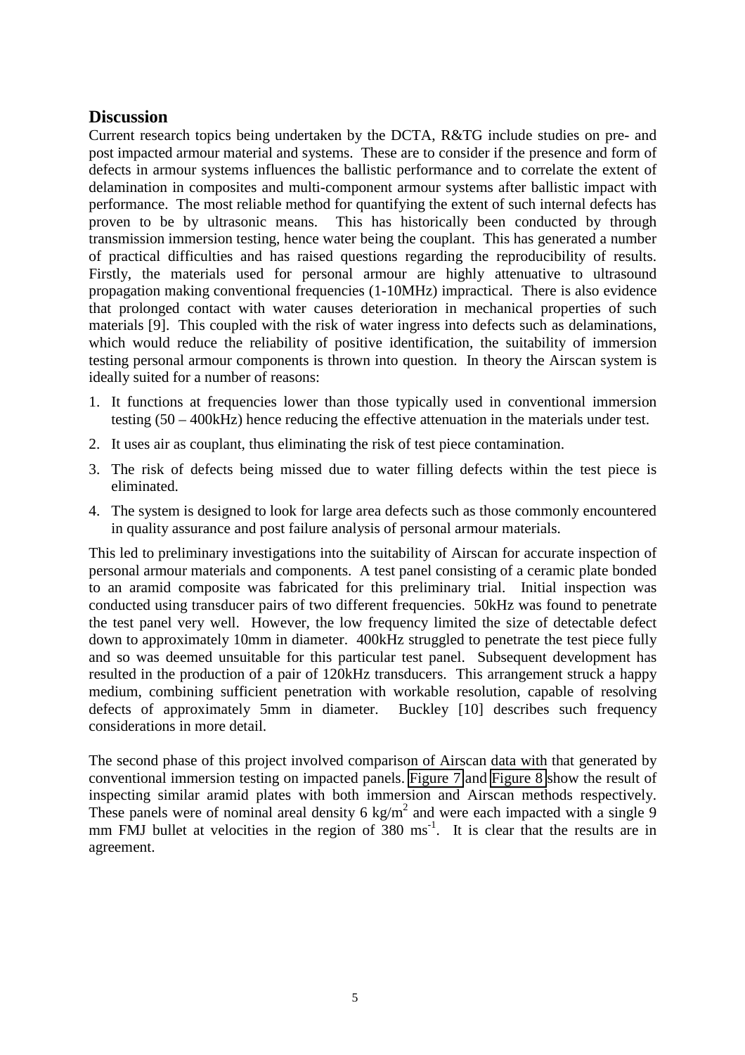## Discussion

Current research topics being undertaken by the DCTA, R&TG include studies on pre- and post impacted armour material and systems. These are to consider if the presence and form of defects in armour systems influences the ballistic performance and to correlate the extent of delamination in composites and multi-component armour systems after ballistic impact with performance. The most reliable method for quantifying the extent of such internal defects has proven to be by ultrasonic means. This has historically been conducted by through transmission immersion testing, hence water being the couplant. This has generated a number of practical difficulties and has raised questions regarding the reproducibility of results. Firstly, the materials used for personal armour are highly attenuative to ultrasound propagation making conventional frequencies (1-10MHz) impractical. There is also evidence that prolonged contact with water causes deterioration in mechanical properties of such materials [9]. This coupled with the risk of water ingress into defects such as delaminations, which would reduce the reliability of positive identification, the suitability of immersion testing personal armour components is thrown into question. In theory the Airscan system is ideally suited for a number of reasons:

1. It functions at frequencies lower than those typically used in conventional immersion testing (50 – 400kHz) hence reducing the effective attenuation in the materials under test.
2. It uses air as couplant, thus eliminating the risk of test piece contamination.
3. The risk of defects being missed due to water filling defects within the test piece is eliminated.
4. The system is designed to look for large area defects such as those commonly encountered in quality assurance and post failure analysis of personal armour materials.

This led to preliminary investigations into the suitability of Airscan for accurate inspection of personal armour materials and components. A test panel consisting of a ceramic plate bonded to an aramid composite was fabricated for this preliminary trial. Initial inspection was conducted using transducer pairs of two different frequencies. 50kHz was found to penetrate the test panel very well. However, the low frequency limited the size of detectable defect down to approximately 10mm in diameter. 400kHz struggled to penetrate the test piece fully and so was deemed unsuitable for this particular test panel. Subsequent development has resulted in the production of a pair of 120kHz transducers. This arrangement struck a happy medium, combining sufficient penetration with workable resolution, capable of resolving defects of approximately 5mm in diameter. Buckley [10] describes such frequency considerations in more detail.

The second phase of this project involved comparison of Airscan data with that generated by conventional immersion testing on impacted panels. Figure 7 and Figure 8 show the result of inspecting similar aramid plates with both immersion and Airscan methods respectively. These panels were of nominal areal density 6 $kg/m^2$ and were each impacted with a single 9 mm FMJ bullet at velocities in the region of 380 $ms^{-1}$. It is clear that the results are in agreement.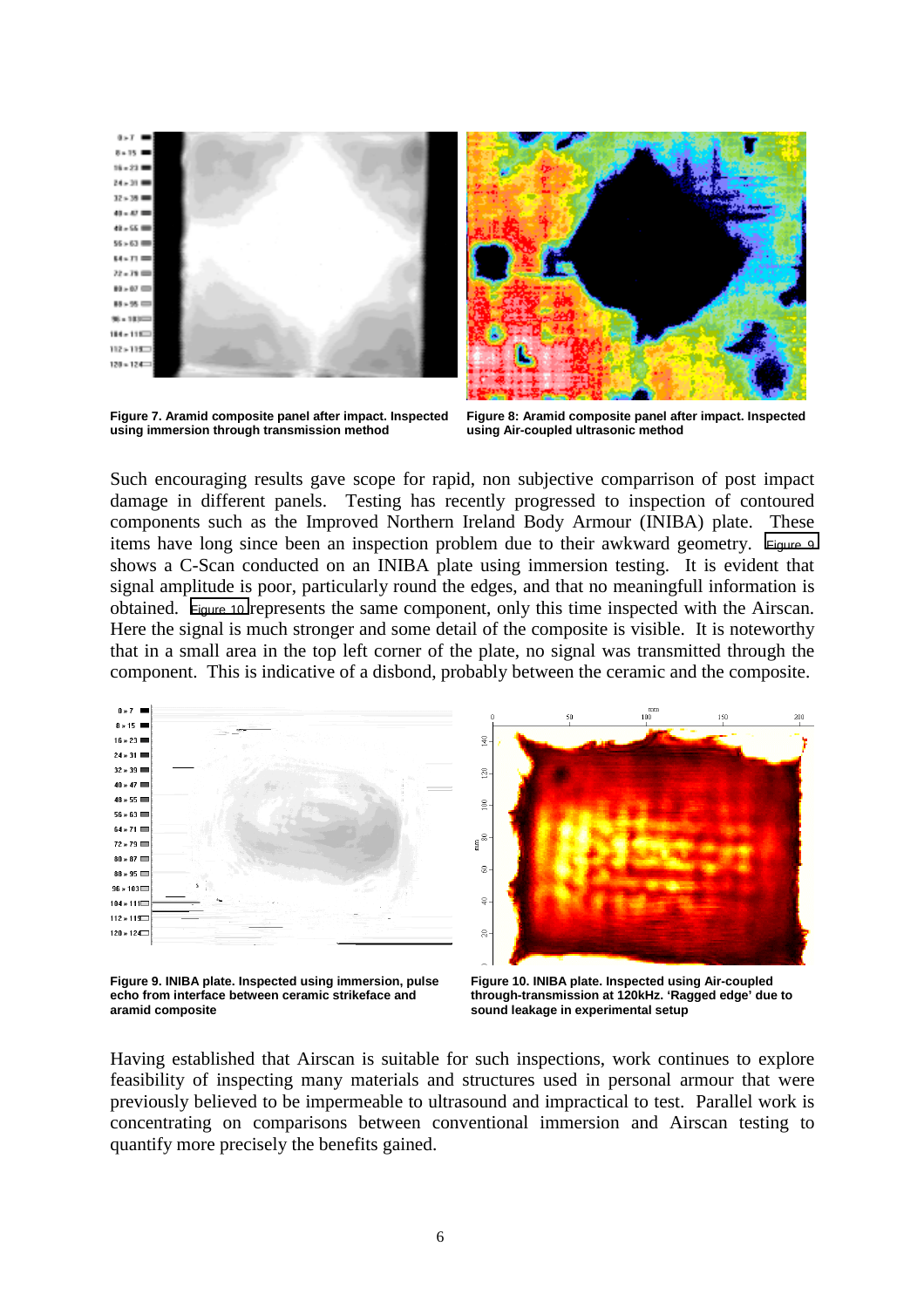Figure 7. Aramid composite panel after impact. Inspected using immersion through transmission method

Figure 8: Aramid composite panel after impact. Inspected using Air-coupled ultrasonic method

Such encouraging results gave scope for rapid, non subjective comparrison of post impact damage in different panels. Testing has recently progressed to inspection of contoured components such as the Improved Northern Ireland Body Armour (INIBA) plate. These items have long since been an inspection problem due to their awkward geometry. Figure 9 shows a C-Scan conducted on an INIBA plate using immersion testing. It is evident that signal amplitude is poor, particularly round the edges, and that no meaningfull information is obtained. Figure 10 represents the same component, only this time inspected with the Airscan. Here the signal is much stronger and some detail of the composite is visible. It is noteworthy that in a small area in the top left corner of the plate, no signal was transmitted through the component. This is indicative of a disbond, probably between the ceramic and the composite.

Figure 9. INIBA plate. Inspected using immersion, pulse echo from interface between ceramic strikeface and aramid composite

Figure 10. INIBA plate. Inspected using Air-coupled through-transmission at 120kHz. 'Ragged edge' due to sound leakage in experimental setup

Having established that Airscan is suitable for such inspections, work continues to explore feasibility of inspecting many materials and structures used in personal armour that were previously believed to be impermeable to ultrasound and impractical to test. Parallel work is concentrating on comparisons between conventional immersion and Airscan testing to quantify more precisely the benefits gained.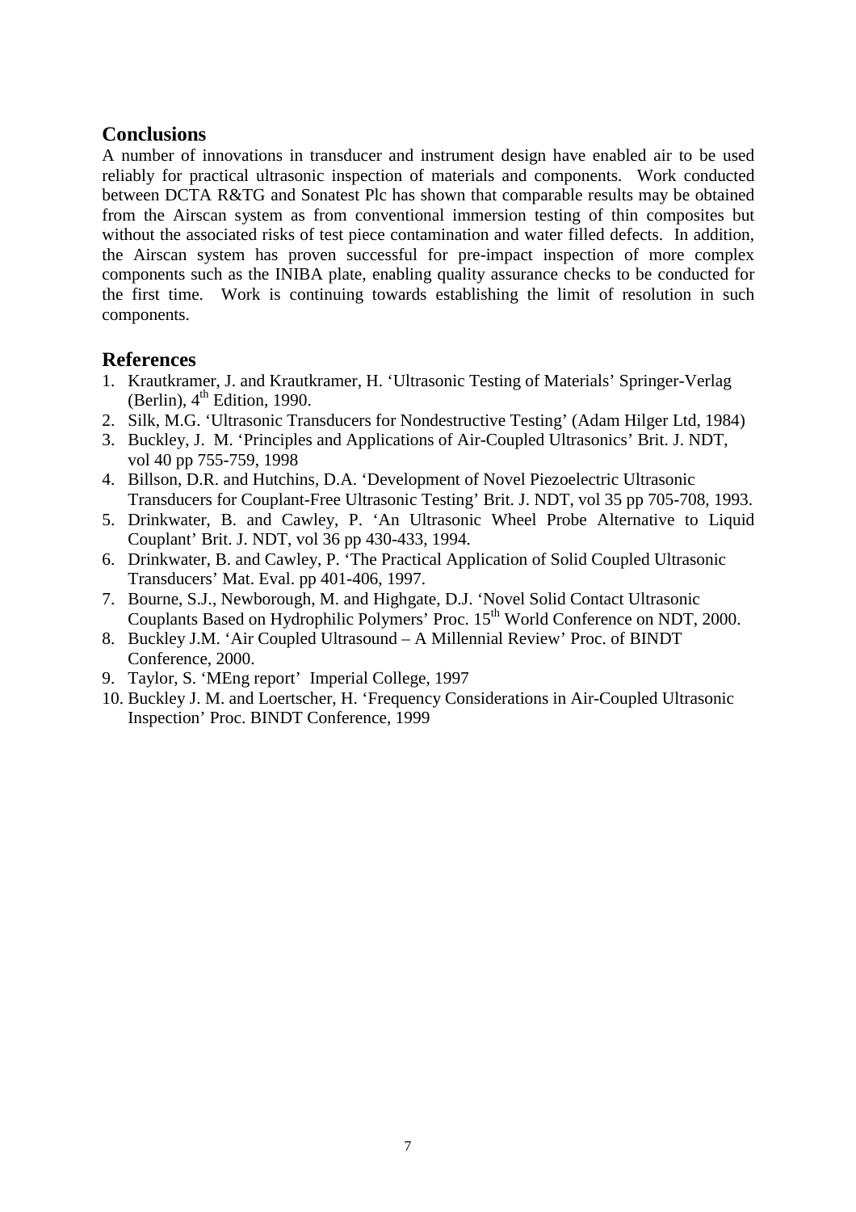## Conclusions

A number of innovations in transducer and instrument design have enabled air to be used reliably for practical ultrasonic inspection of materials and components. Work conducted between DCTA R&TG and Sonatest Plc has shown that comparable results may be obtained from the Airscan system as from conventional immersion testing of thin composites but without the associated risks of test piece contamination and water filled defects. In addition, the Airscan system has proven successful for pre-impact inspection of more complex components such as the INIBA plate, enabling quality assurance checks to be conducted for the first time. Work is continuing towards establishing the limit of resolution in such components.

## References

1. Krautkramer, J. and Krautkramer, H. 'Ultrasonic Testing of Materials' Springer-Verlag (Berlin), 4th Edition, 1990.
2. Silk, M.G. 'Ultrasonic Transducers for Nondestructive Testing' (Adam Hilger Ltd, 1984)
3. Buckley, J. M. 'Principles and Applications of Air-Coupled Ultrasonics' Brit. J. NDT, vol 40 pp 755-759, 1998
4. Billson, D.R. and Hutchins, D.A. 'Development of Novel Piezoelectric Ultrasonic Transducers for Couplant-Free Ultrasonic Testing' Brit. J. NDT, vol 35 pp 705-708, 1993.
5. Drinkwater, B. and Cawley, P. 'An Ultrasonic Wheel Probe Alternative to Liquid Couplant' Brit. J. NDT, vol 36 pp 430-433, 1994.
6. Drinkwater, B. and Cawley, P. 'The Practical Application of Solid Coupled Ultrasonic Transducers' Mat. Eval. pp 401-406, 1997.
7. Bourne, S.J., Newborough, M. and Highgate, D.J. 'Novel Solid Contact Ultrasonic Couplants Based on Hydrophilic Polymers' Proc. 15th World Conference on NDT, 2000.
8. Buckley J.M. 'Air Coupled Ultrasound – A Millennial Review' Proc. of BINDT Conference, 2000.
9. Taylor, S. 'MEng report' Imperial College, 1997
10. Buckley J. M. and Loertscher, H. 'Frequency Considerations in Air-Coupled Ultrasonic Inspection' Proc. BINDT Conference, 1999